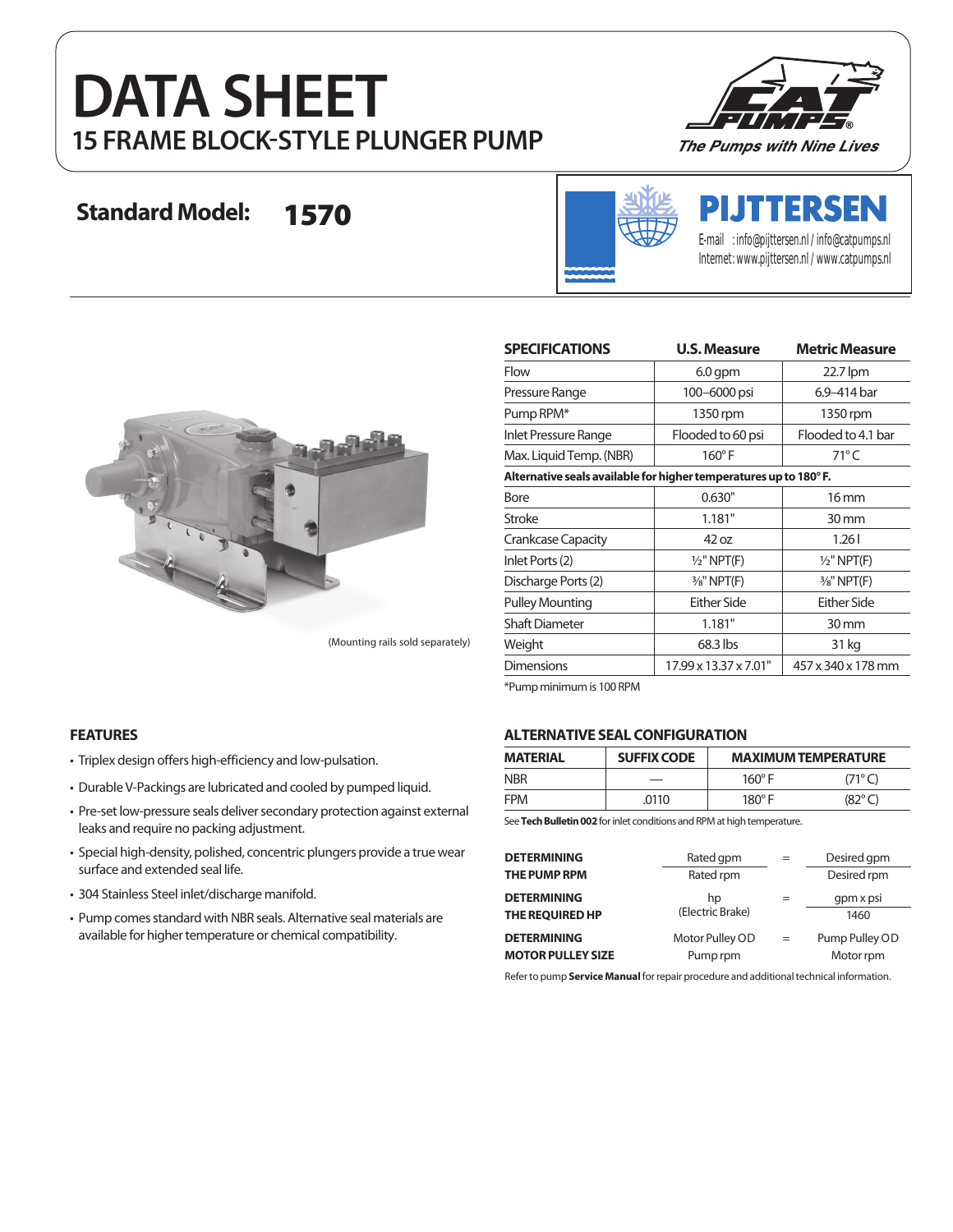# DATA SHEET

## 15 FRAME BLOCK-STYLE PLUNGER PUMP

The Pumps with Nine Lives

## Standard Model: 1570

**PIJTTERSEN**

E-mail : info@pijttersen.nl / info@catpumps.nl
Internet: www.pijttersen.nl / www.catpumps.nl

(Mounting rails sold separately)

| SPECIFICATIONS | U.S. Measure | Metric Measure |
|---|---|---|
| Flow | 6.0 gpm | 22.7 lpm |
| Pressure Range | 100–6000 psi | 6.9–414 bar |
| Pump RPM* | 1350 rpm | 1350 rpm |
| Inlet Pressure Range | Flooded to 60 psi | Flooded to 4.1 bar |
| Max. Liquid Temp. (NBR) | 160° F | 71° C |
| **Alternative seals available for higher temperatures up to 180° F.** | | |
| Bore | 0.630" | 16 mm |
| Stroke | 1.181" | 30 mm |
| Crankcase Capacity | 42 oz | 1.26 l |
| Inlet Ports (2) | ½" NPT(F) | ½" NPT(F) |
| Discharge Ports (2) | ⅜" NPT(F) | ⅜" NPT(F) |
| Pulley Mounting | Either Side | Either Side |
| Shaft Diameter | 1.181" | 30 mm |
| Weight | 68.3 lbs | 31 kg |
| Dimensions | 17.99 x 13.37 x 7.01" | 457 x 340 x 178 mm |

*Pump minimum is 100 RPM

### FEATURES

- Triplex design offers high-efficiency and low-pulsation.
- Durable V-Packings are lubricated and cooled by pumped liquid.
- Pre-set low-pressure seals deliver secondary protection against external leaks and require no packing adjustment.
- Special high-density, polished, concentric plungers provide a true wear surface and extended seal life.
- 304 Stainless Steel inlet/discharge manifold.
- Pump comes standard with NBR seals. Alternative seal materials are available for higher temperature or chemical compatibility.

### ALTERNATIVE SEAL CONFIGURATION

| MATERIAL | SUFFIX CODE | MAXIMUM TEMPERATURE | |
|---|---|---|---|
| NBR | — | 160° F | (71° C) |
| FPM | .0110 | 180° F | (82° C) |

See **Tech Bulletin 002** for inlet conditions and RPM at high temperature.

**DETERMINING THE PUMP RPM**

$$\frac{\text{Rated gpm}}{\text{Rated rpm}} = \frac{\text{Desired gpm}}{\text{Desired rpm}}$$

**DETERMINING THE REQUIRED HP**

$$\text{hp (Electric Brake)} = \frac{\text{gpm x psi}}{1460}$$

**DETERMINING MOTOR PULLEY SIZE**

$$\frac{\text{Motor Pulley OD}}{\text{Pump rpm}} = \frac{\text{Pump Pulley OD}}{\text{Motor rpm}}$$

Refer to pump **Service Manual** for repair procedure and additional technical information.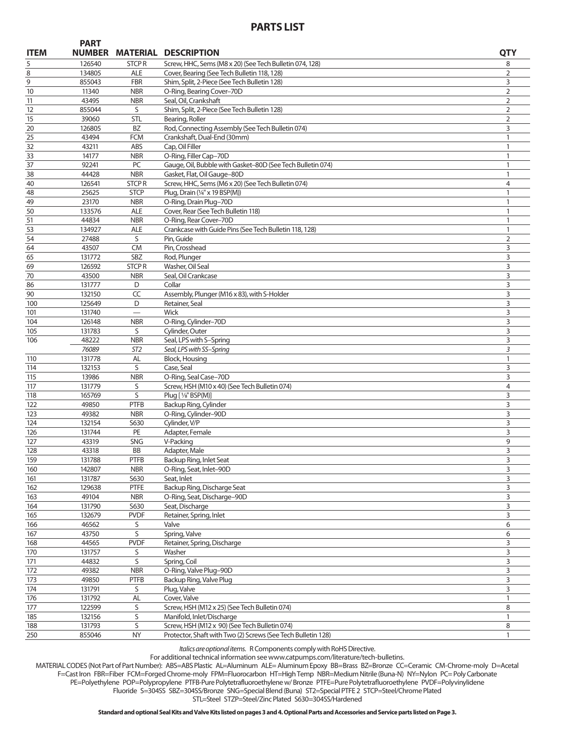## PARTS LIST

| ITEM | PART NUMBER | MATERIAL | DESCRIPTION | QTY |
|---|---|---|---|---|
| 5 | 126540 | STCP R | Screw, HHC, Sems (M8 x 20) (See Tech Bulletin 074, 128) | 8 |
| 8 | 134805 | ALE | Cover, Bearing (See Tech Bulletin 118, 128) | 2 |
| 9 | 855043 | FBR | Shim, Split, 2-Piece (See Tech Bulletin 128) | 3 |
| 10 | 11340 | NBR | O-Ring, Bearing Cover–70D | 2 |
| 11 | 43495 | NBR | Seal, Oil, Crankshaft | 2 |
| 12 | 855044 | S | Shim, Split, 2-Piece (See Tech Bulletin 128) | 2 |
| 15 | 39060 | STL | Bearing, Roller | 2 |
| 20 | 126805 | BZ | Rod, Connecting Assembly (See Tech Bulletin 074) | 3 |
| 25 | 43494 | FCM | Crankshaft, Dual-End (30mm) | 1 |
| 32 | 43211 | ABS | Cap, Oil Filler | 1 |
| 33 | 14177 | NBR | O-Ring, Filler Cap–70D | 1 |
| 37 | 92241 | PC | Gauge, Oil, Bubble with Gasket–80D (See Tech Bulletin 074) | 1 |
| 38 | 44428 | NBR | Gasket, Flat, Oil Gauge–80D | 1 |
| 40 | 126541 | STCP R | Screw, HHC, Sems (M6 x 20) (See Tech Bulletin 074) | 4 |
| 48 | 25625 | STCP | Plug, Drain (¼" x 19 BSP(M)) | 1 |
| 49 | 23170 | NBR | O-Ring, Drain Plug–70D | 1 |
| 50 | 133576 | ALE | Cover, Rear (See Tech Bulletin 118) | 1 |
| 51 | 44834 | NBR | O-Ring, Rear Cover–70D | 1 |
| 53 | 134927 | ALE | Crankcase with Guide Pins (See Tech Bulletin 118, 128) | 1 |
| 54 | 27488 | S | Pin, Guide | 2 |
| 64 | 43507 | CM | Pin, Crosshead | 3 |
| 65 | 131772 | SBZ | Rod, Plunger | 3 |
| 69 | 126592 | STCP R | Washer, Oil Seal | 3 |
| 70 | 43500 | NBR | Seal, Oil Crankcase | 3 |
| 86 | 131777 | D | Collar | 3 |
| 90 | 132150 | CC | Assembly, Plunger (M16 x 83), with S-Holder | 3 |
| 100 | 125649 | D | Retainer, Seal | 3 |
| 101 | 131740 | — | Wick | 3 |
| 104 | 126148 | NBR | O-Ring, Cylinder–70D | 3 |
| 105 | 131783 | S | Cylinder, Outer | 3 |
| 106 | 48222 | NBR | Seal, LPS with S–Spring | 3 |
| | *76089* | *ST2* | *Seal, LPS with SS–Spring* | *3* |
| 110 | 131778 | AL | Block, Housing | 1 |
| 114 | 132153 | S | Case, Seal | 3 |
| 115 | 13986 | NBR | O-Ring, Seal Case–70D | 3 |
| 117 | 131779 | S | Screw, HSH (M10 x 40) (See Tech Bulletin 074) | 4 |
| 118 | 165769 | S | Plug [⅛" BSP(M)] | 3 |
| 122 | 49850 | PTFB | Backup Ring, Cylinder | 3 |
| 123 | 49382 | NBR | O-Ring, Cylinder–90D | 3 |
| 124 | 132154 | S630 | Cylinder, V/P | 3 |
| 126 | 131744 | PE | Adapter, Female | 3 |
| 127 | 43319 | SNG | V-Packing | 9 |
| 128 | 43318 | BB | Adapter, Male | 3 |
| 159 | 131788 | PTFB | Backup Ring, Inlet Seat | 3 |
| 160 | 142807 | NBR | O-Ring, Seat, Inlet–90D | 3 |
| 161 | 131787 | S630 | Seat, Inlet | 3 |
| 162 | 129638 | PTFE | Backup Ring, Discharge Seat | 3 |
| 163 | 49104 | NBR | O-Ring, Seat, Discharge–90D | 3 |
| 164 | 131790 | S630 | Seat, Discharge | 3 |
| 165 | 132679 | PVDF | Retainer, Spring, Inlet | 3 |
| 166 | 46562 | S | Valve | 6 |
| 167 | 43750 | S | Spring, Valve | 6 |
| 168 | 44565 | PVDF | Retainer, Spring, Discharge | 3 |
| 170 | 131757 | S | Washer | 3 |
| 171 | 44832 | S | Spring, Coil | 3 |
| 172 | 49382 | NBR | O-Ring, Valve Plug–90D | 3 |
| 173 | 49850 | PTFB | Backup Ring, Valve Plug | 3 |
| 174 | 131791 | S | Plug, Valve | 3 |
| 176 | 131792 | AL | Cover, Valve | 1 |
| 177 | 122599 | S | Screw, HSH (M12 x 25) (See Tech Bulletin 074) | 8 |
| 185 | 132156 | S | Manifold, Inlet/Discharge | 1 |
| 188 | 131793 | S | Screw, HSH (M12 x 90) (See Tech Bulletin 074) | 8 |
| 250 | 855046 | NY | Protector, Shaft with Two (2) Screws (See Tech Bulletin 128) | 1 |

*Italics are optional items.* R Components comply with RoHS Directive.

For additional technical information see www.catpumps.com/literature/tech-bulletins.

MATERIAL CODES (Not Part of Part Number): ABS=ABS Plastic AL=Aluminum ALE= Aluminum Epoxy BB=Brass BZ=Bronze CC=Ceramic CM=Chrome-moly D=Acetal F=Cast Iron FBR=Fiber FCM=Forged Chrome-moly FPM=Fluorocarbon HT=High Temp NBR=Medium Nitrile (Buna-N) NY=Nylon PC= Poly Carbonate PE=Polyethylene POP=Polypropylene PTFB-Pure Polytetrafluoroethylene w/ Bronze PTFE=Pure Polytetrafluoroethylene PVDF=Polyvinylidene Fluoride S=304SS SBZ=304SS/Bronze SNG=Special Blend (Buna) ST2=Special PTFE 2 STCP=Steel/Chrome Plated STL=Steel STZP=Steel/Zinc Plated S630=304SS/Hardened

**Standard and optional Seal Kits and Valve Kits listed on pages 3 and 4. Optional Parts and Accessories and Service parts listed on Page 3.**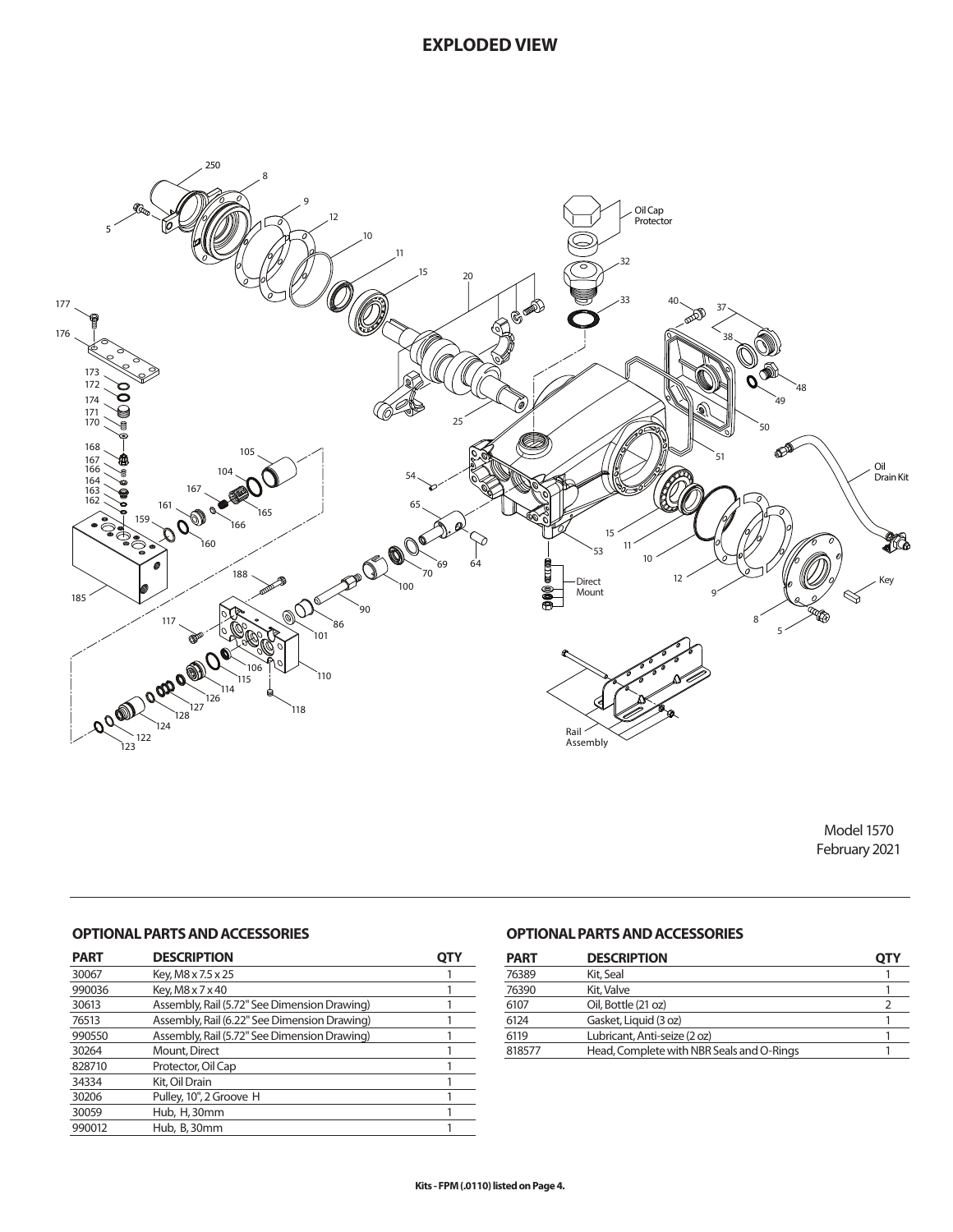# EXPLODED VIEW

Model 1570
February 2021

## OPTIONAL PARTS AND ACCESSORIES

| PART | DESCRIPTION | QTY |
|---|---|---|
| 30067 | Key, M8 x 7.5 x 25 | 1 |
| 990036 | Key, M8 x 7 x 40 | 1 |
| 30613 | Assembly, Rail (5.72" See Dimension Drawing) | 1 |
| 76513 | Assembly, Rail (6.22" See Dimension Drawing) | 1 |
| 990550 | Assembly, Rail (5.72" See Dimension Drawing) | 1 |
| 30264 | Mount, Direct | 1 |
| 828710 | Protector, Oil Cap | 1 |
| 34334 | Kit, Oil Drain | 1 |
| 30206 | Pulley, 10", 2 Groove H | 1 |
| 30059 | Hub, H, 30mm | 1 |
| 990012 | Hub, B, 30mm | 1 |

## OPTIONAL PARTS AND ACCESSORIES

| PART | DESCRIPTION | QTY |
|---|---|---|
| 76389 | Kit, Seal | 1 |
| 76390 | Kit, Valve | 1 |
| 6107 | Oil, Bottle (21 oz) | 2 |
| 6124 | Gasket, Liquid (3 oz) | 1 |
| 6119 | Lubricant, Anti-seize (2 oz) | 1 |
| 818577 | Head, Complete with NBR Seals and O-Rings | 1 |

**Kits - FPM (.0110) listed on Page 4.**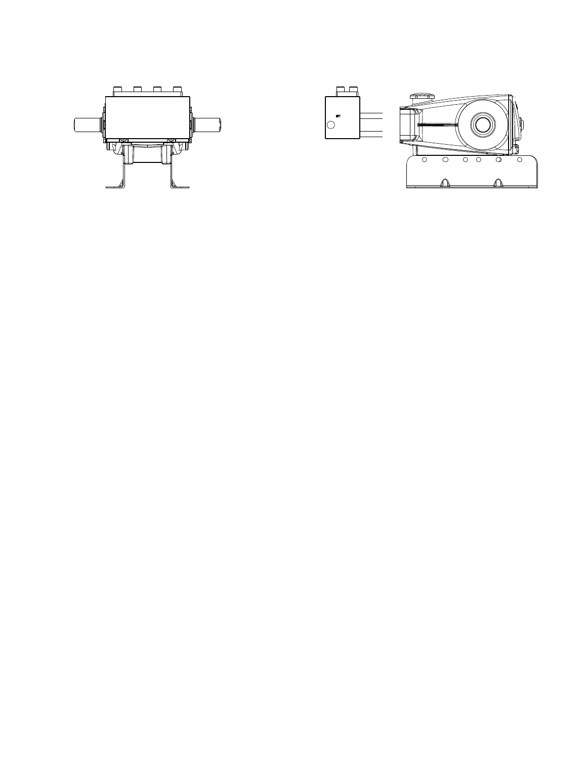NPT